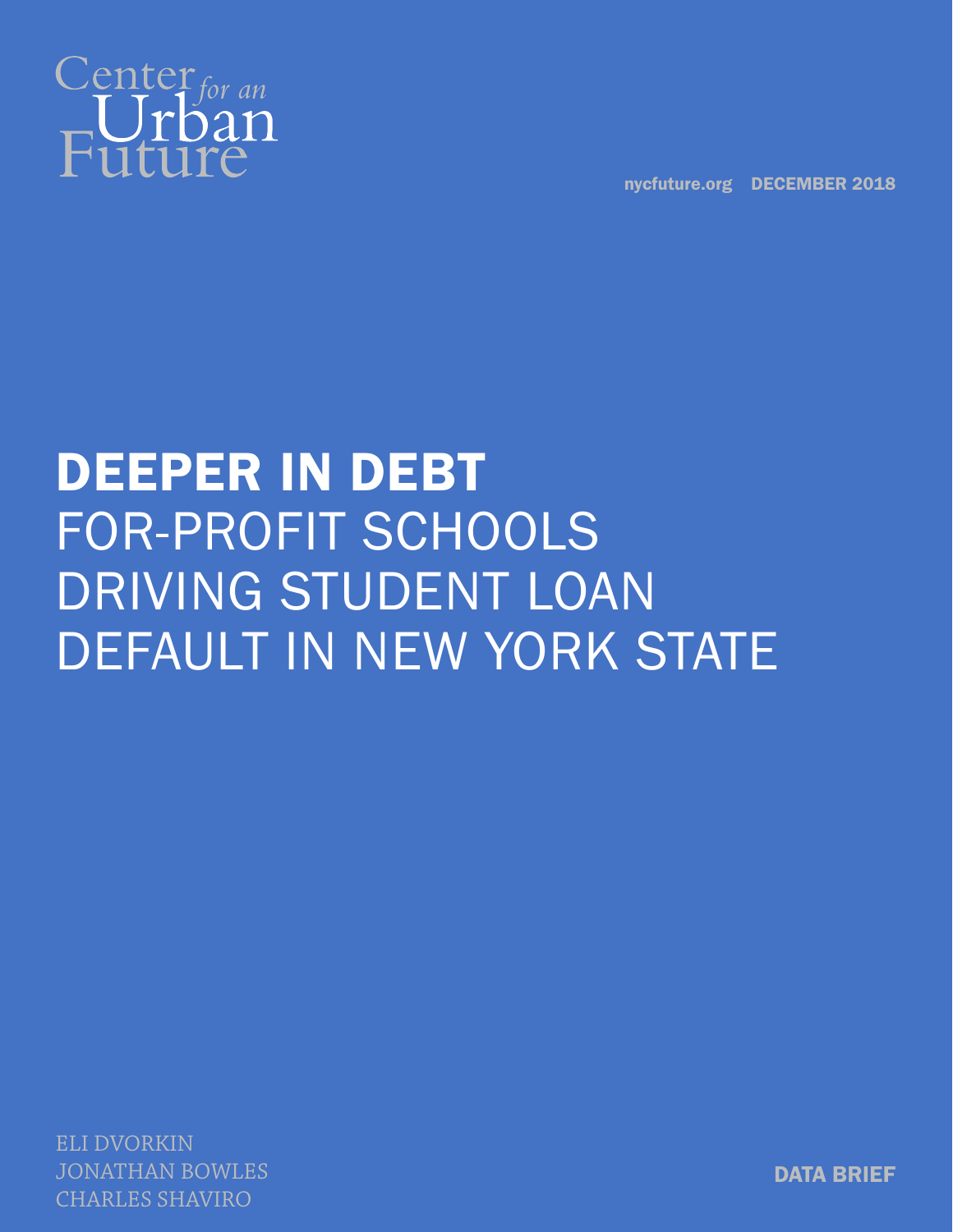Center for an Urban Future

nycfuture.org DECEMBER 2018

# DEEPER IN DEBT

## FOR-PROFIT SCHOOLS DRIVING STUDENT LOAN DEFAULT IN NEW YORK STATE

ELI DVORKIN
JONATHAN BOWLES
CHARLES SHAVIRO

DATA BRIEF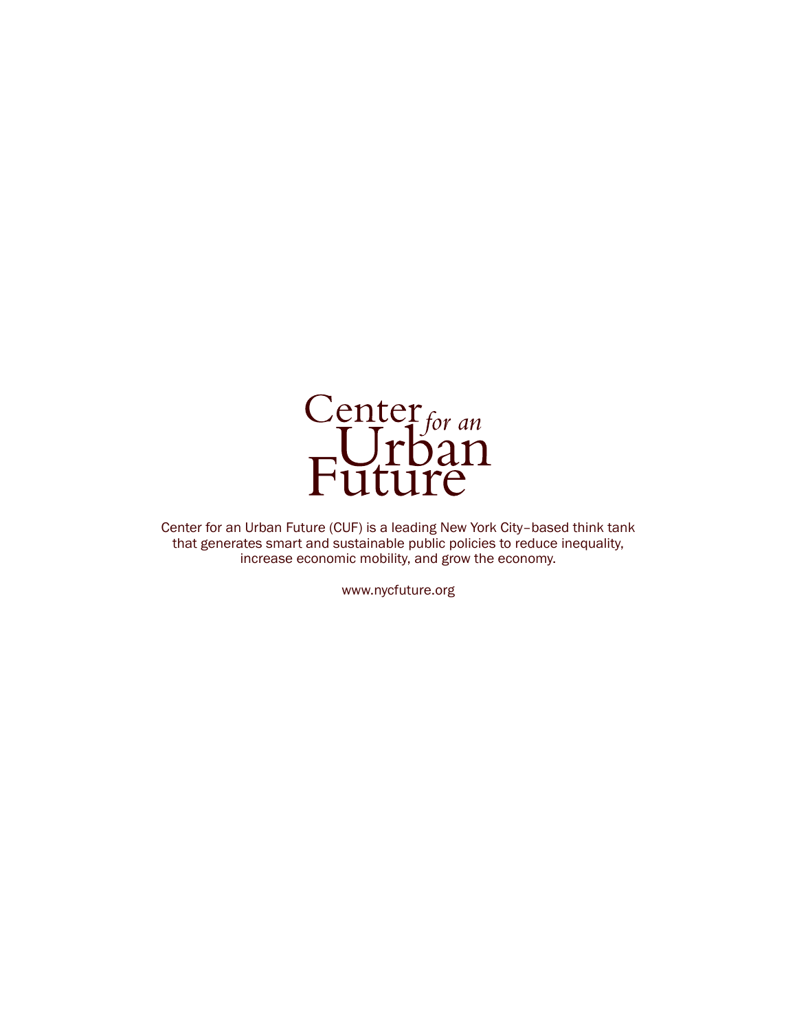Center *for an* Urban Future

Center for an Urban Future (CUF) is a leading New York City–based think tank that generates smart and sustainable public policies to reduce inequality, increase economic mobility, and grow the economy.

www.nycfuture.org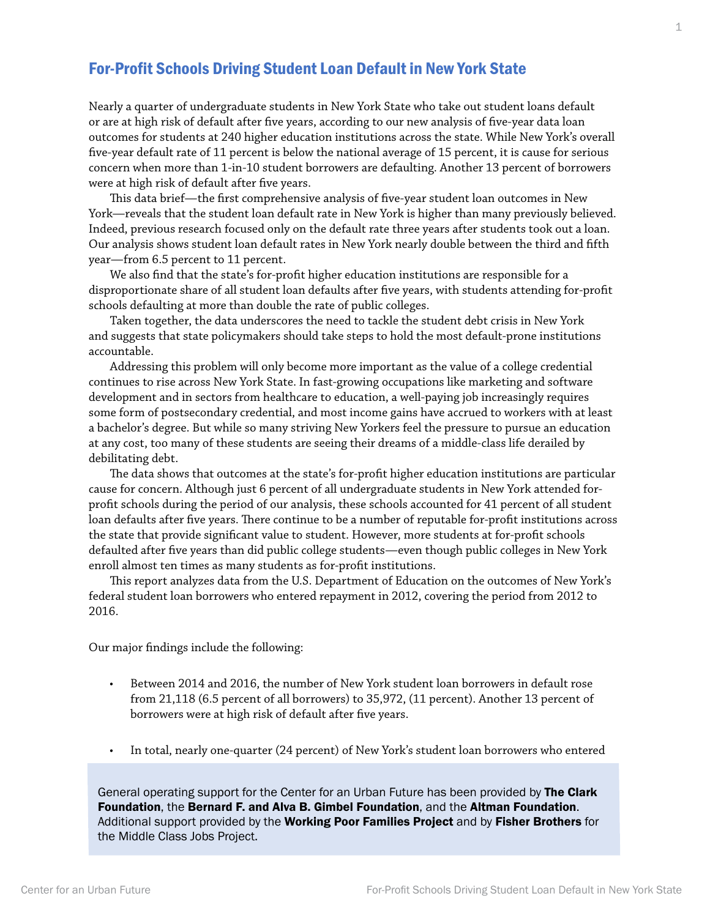## For-Profit Schools Driving Student Loan Default in New York State

Nearly a quarter of undergraduate students in New York State who take out student loans default or are at high risk of default after five years, according to our new analysis of five-year data loan outcomes for students at 240 higher education institutions across the state. While New York's overall five-year default rate of 11 percent is below the national average of 15 percent, it is cause for serious concern when more than 1-in-10 student borrowers are defaulting. Another 13 percent of borrowers were at high risk of default after five years.

This data brief—the first comprehensive analysis of five-year student loan outcomes in New York—reveals that the student loan default rate in New York is higher than many previously believed. Indeed, previous research focused only on the default rate three years after students took out a loan. Our analysis shows student loan default rates in New York nearly double between the third and fifth year—from 6.5 percent to 11 percent.

We also find that the state's for-profit higher education institutions are responsible for a disproportionate share of all student loan defaults after five years, with students attending for-profit schools defaulting at more than double the rate of public colleges.

Taken together, the data underscores the need to tackle the student debt crisis in New York and suggests that state policymakers should take steps to hold the most default-prone institutions accountable.

Addressing this problem will only become more important as the value of a college credential continues to rise across New York State. In fast-growing occupations like marketing and software development and in sectors from healthcare to education, a well-paying job increasingly requires some form of postsecondary credential, and most income gains have accrued to workers with at least a bachelor's degree. But while so many striving New Yorkers feel the pressure to pursue an education at any cost, too many of these students are seeing their dreams of a middle-class life derailed by debilitating debt.

The data shows that outcomes at the state's for-profit higher education institutions are particular cause for concern. Although just 6 percent of all undergraduate students in New York attended for-profit schools during the period of our analysis, these schools accounted for 41 percent of all student loan defaults after five years. There continue to be a number of reputable for-profit institutions across the state that provide significant value to student. However, more students at for-profit schools defaulted after five years than did public college students—even though public colleges in New York enroll almost ten times as many students as for-profit institutions.

This report analyzes data from the U.S. Department of Education on the outcomes of New York's federal student loan borrowers who entered repayment in 2012, covering the period from 2012 to 2016.

Our major findings include the following:

- Between 2014 and 2016, the number of New York student loan borrowers in default rose from 21,118 (6.5 percent of all borrowers) to 35,972, (11 percent). Another 13 percent of borrowers were at high risk of default after five years.
- In total, nearly one-quarter (24 percent) of New York's student loan borrowers who entered

General operating support for the Center for an Urban Future has been provided by **The Clark Foundation**, the **Bernard F. and Alva B. Gimbel Foundation**, and the **Altman Foundation**. Additional support provided by the **Working Poor Families Project** and by **Fisher Brothers** for the Middle Class Jobs Project.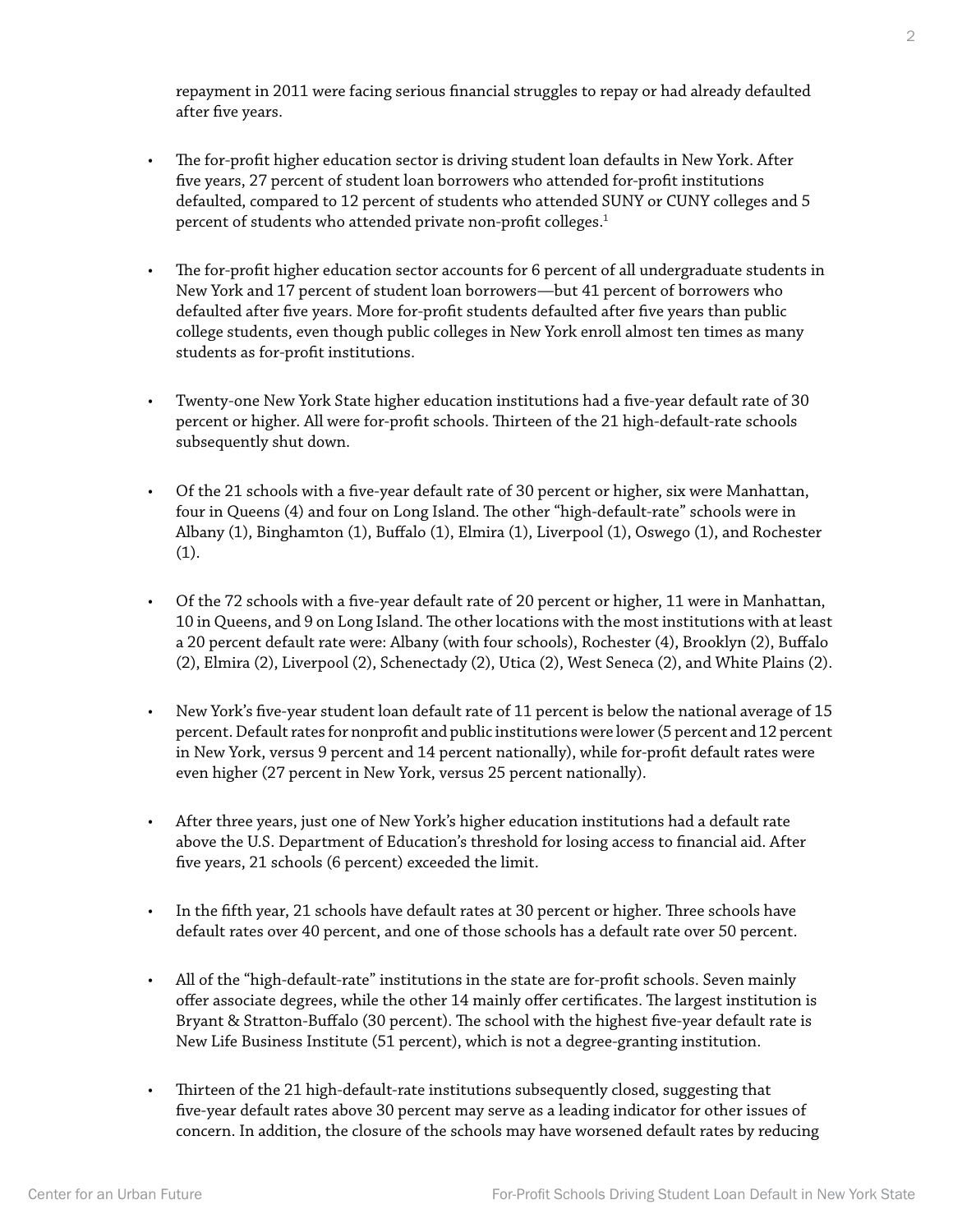repayment in 2011 were facing serious financial struggles to repay or had already defaulted after five years.

- The for-profit higher education sector is driving student loan defaults in New York. After five years, 27 percent of student loan borrowers who attended for-profit institutions defaulted, compared to 12 percent of students who attended SUNY or CUNY colleges and 5 percent of students who attended private non-profit colleges.[1]

- The for-profit higher education sector accounts for 6 percent of all undergraduate students in New York and 17 percent of student loan borrowers—but 41 percent of borrowers who defaulted after five years. More for-profit students defaulted after five years than public college students, even though public colleges in New York enroll almost ten times as many students as for-profit institutions.

- Twenty-one New York State higher education institutions had a five-year default rate of 30 percent or higher. All were for-profit schools. Thirteen of the 21 high-default-rate schools subsequently shut down.

- Of the 21 schools with a five-year default rate of 30 percent or higher, six were Manhattan, four in Queens (4) and four on Long Island. The other "high-default-rate" schools were in Albany (1), Binghamton (1), Buffalo (1), Elmira (1), Liverpool (1), Oswego (1), and Rochester (1).

- Of the 72 schools with a five-year default rate of 20 percent or higher, 11 were in Manhattan, 10 in Queens, and 9 on Long Island. The other locations with the most institutions with at least a 20 percent default rate were: Albany (with four schools), Rochester (4), Brooklyn (2), Buffalo (2), Elmira (2), Liverpool (2), Schenectady (2), Utica (2), West Seneca (2), and White Plains (2).

- New York's five-year student loan default rate of 11 percent is below the national average of 15 percent. Default rates for nonprofit and public institutions were lower (5 percent and 12 percent in New York, versus 9 percent and 14 percent nationally), while for-profit default rates were even higher (27 percent in New York, versus 25 percent nationally).

- After three years, just one of New York's higher education institutions had a default rate above the U.S. Department of Education's threshold for losing access to financial aid. After five years, 21 schools (6 percent) exceeded the limit.

- In the fifth year, 21 schools have default rates at 30 percent or higher. Three schools have default rates over 40 percent, and one of those schools has a default rate over 50 percent.

- All of the "high-default-rate" institutions in the state are for-profit schools. Seven mainly offer associate degrees, while the other 14 mainly offer certificates. The largest institution is Bryant & Stratton-Buffalo (30 percent). The school with the highest five-year default rate is New Life Business Institute (51 percent), which is not a degree-granting institution.

- Thirteen of the 21 high-default-rate institutions subsequently closed, suggesting that five-year default rates above 30 percent may serve as a leading indicator for other issues of concern. In addition, the closure of the schools may have worsened default rates by reducing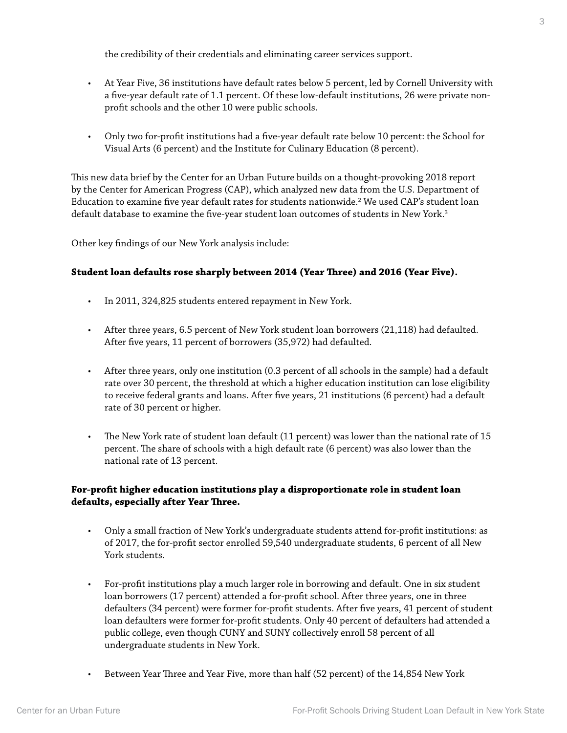the credibility of their credentials and eliminating career services support.

- At Year Five, 36 institutions have default rates below 5 percent, led by Cornell University with a five-year default rate of 1.1 percent. Of these low-default institutions, 26 were private non-profit schools and the other 10 were public schools.

- Only two for-profit institutions had a five-year default rate below 10 percent: the School for Visual Arts (6 percent) and the Institute for Culinary Education (8 percent).

This new data brief by the Center for an Urban Future builds on a thought-provoking 2018 report by the Center for American Progress (CAP), which analyzed new data from the U.S. Department of Education to examine five year default rates for students nationwide.[2] We used CAP's student loan default database to examine the five-year student loan outcomes of students in New York.[3]

Other key findings of our New York analysis include:

**Student loan defaults rose sharply between 2014 (Year Three) and 2016 (Year Five).**

- In 2011, 324,825 students entered repayment in New York.

- After three years, 6.5 percent of New York student loan borrowers (21,118) had defaulted. After five years, 11 percent of borrowers (35,972) had defaulted.

- After three years, only one institution (0.3 percent of all schools in the sample) had a default rate over 30 percent, the threshold at which a higher education institution can lose eligibility to receive federal grants and loans. After five years, 21 institutions (6 percent) had a default rate of 30 percent or higher.

- The New York rate of student loan default (11 percent) was lower than the national rate of 15 percent. The share of schools with a high default rate (6 percent) was also lower than the national rate of 13 percent.

**For-profit higher education institutions play a disproportionate role in student loan defaults, especially after Year Three.**

- Only a small fraction of New York's undergraduate students attend for-profit institutions: as of 2017, the for-profit sector enrolled 59,540 undergraduate students, 6 percent of all New York students.

- For-profit institutions play a much larger role in borrowing and default. One in six student loan borrowers (17 percent) attended a for-profit school. After three years, one in three defaulters (34 percent) were former for-profit students. After five years, 41 percent of student loan defaulters were former for-profit students. Only 40 percent of defaulters had attended a public college, even though CUNY and SUNY collectively enroll 58 percent of all undergraduate students in New York.

- Between Year Three and Year Five, more than half (52 percent) of the 14,854 New York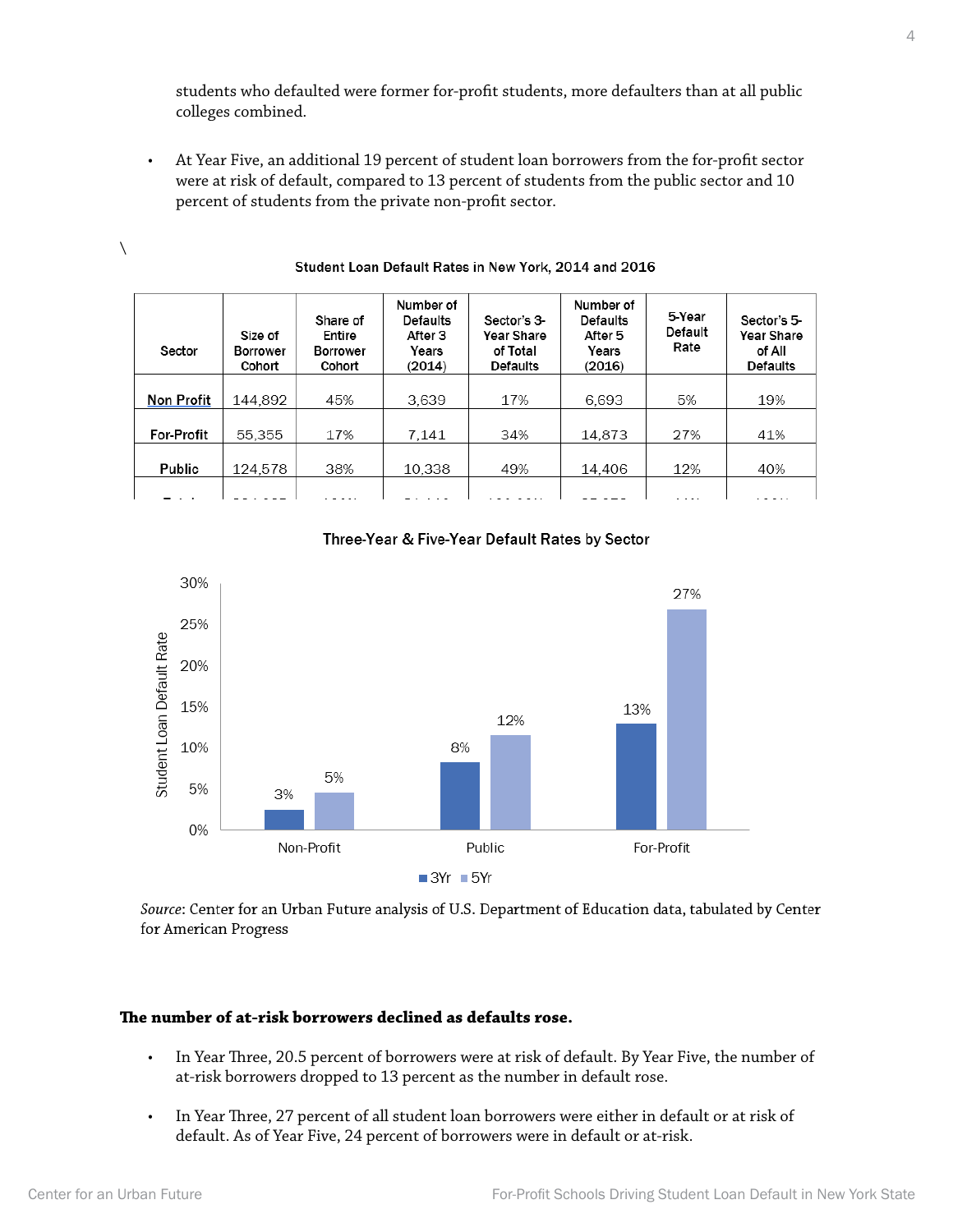students who defaulted were former for-profit students, more defaulters than at all public colleges combined.

- At Year Five, an additional 19 percent of student loan borrowers from the for-profit sector were at risk of default, compared to 13 percent of students from the public sector and 10 percent of students from the private non-profit sector.

\

Student Loan Default Rates in New York, 2014 and 2016

| Sector | Size of Borrower Cohort | Share of Entire Borrower Cohort | Number of Defaults After 3 Years (2014) | Sector's 3-Year Share of Total Defaults | Number of Defaults After 5 Years (2016) | 5-Year Default Rate | Sector's 5-Year Share of All Defaults |
|---|---|---|---|---|---|---|---|
| Non Profit | 144,892 | 45% | 3,639 | 17% | 6,693 | 5% | 19% |
| For-Profit | 55,355 | 17% | 7,141 | 34% | 14,873 | 27% | 41% |
| Public | 124,578 | 38% | 10,338 | 49% | 14,406 | 12% | 40% |

Three-Year & Five-Year Default Rates by Sector

| Sector | 3Yr | 5Yr |
|---|---|---|
| Non-Profit | 3% | 5% |
| Public | 8% | 12% |
| For-Profit | 13% | 27% |

*Source*: Center for an Urban Future analysis of U.S. Department of Education data, tabulated by Center for American Progress

**The number of at-risk borrowers declined as defaults rose.**

- In Year Three, 20.5 percent of borrowers were at risk of default. By Year Five, the number of at-risk borrowers dropped to 13 percent as the number in default rose.
- In Year Three, 27 percent of all student loan borrowers were either in default or at risk of default. As of Year Five, 24 percent of borrowers were in default or at-risk.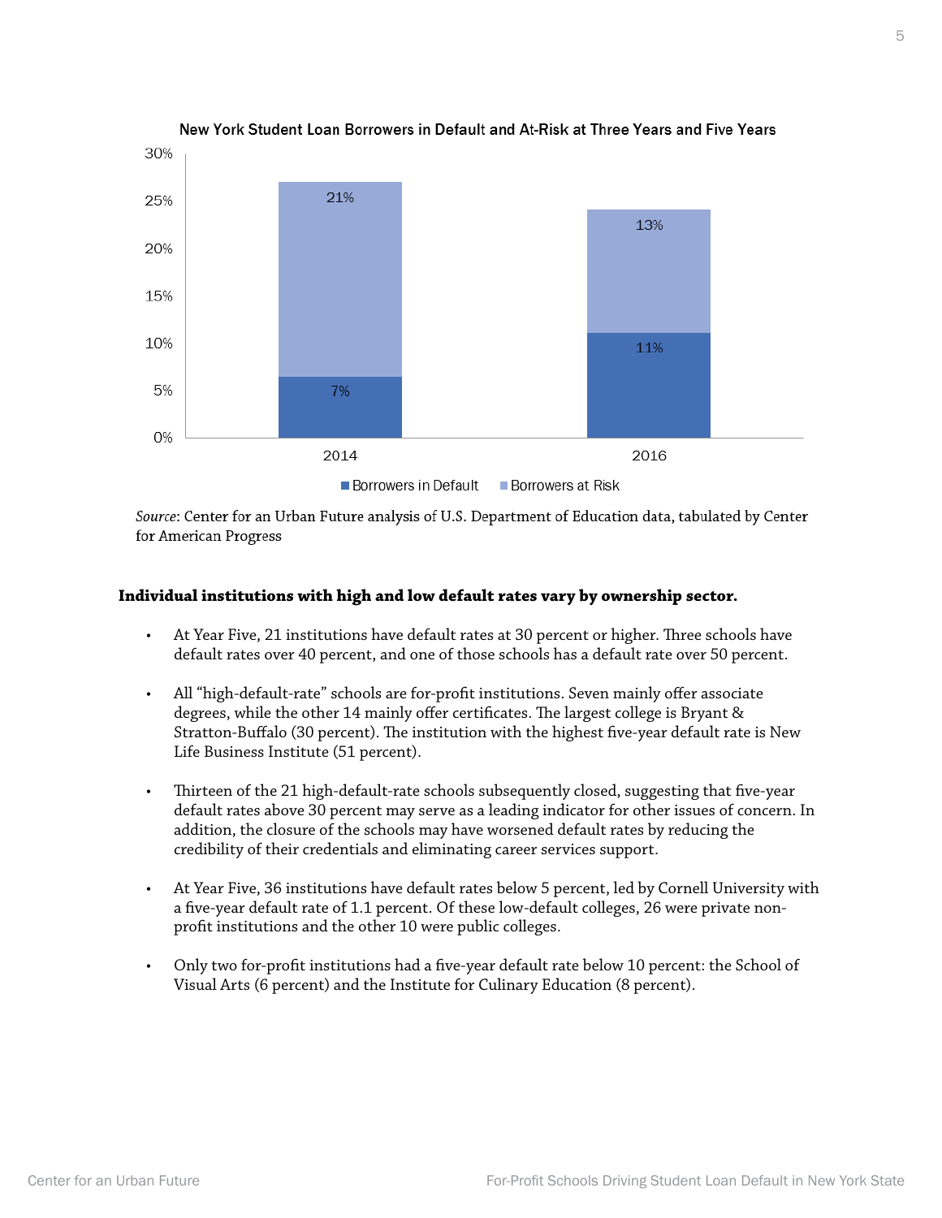New York Student Loan Borrowers in Default and At-Risk at Three Years and Five Years

| Year | Borrowers in Default | Borrowers at Risk |
|---|---|---|
| 2014 | 7% | 21% |
| 2016 | 11% | 13% |

*Source*: Center for an Urban Future analysis of U.S. Department of Education data, tabulated by Center for American Progress

**Individual institutions with high and low default rates vary by ownership sector.**

- At Year Five, 21 institutions have default rates at 30 percent or higher. Three schools have default rates over 40 percent, and one of those schools has a default rate over 50 percent.

- All "high-default-rate" schools are for-profit institutions. Seven mainly offer associate degrees, while the other 14 mainly offer certificates. The largest college is Bryant & Stratton-Buffalo (30 percent). The institution with the highest five-year default rate is New Life Business Institute (51 percent).

- Thirteen of the 21 high-default-rate schools subsequently closed, suggesting that five-year default rates above 30 percent may serve as a leading indicator for other issues of concern. In addition, the closure of the schools may have worsened default rates by reducing the credibility of their credentials and eliminating career services support.

- At Year Five, 36 institutions have default rates below 5 percent, led by Cornell University with a five-year default rate of 1.1 percent. Of these low-default colleges, 26 were private non-profit institutions and the other 10 were public colleges.

- Only two for-profit institutions had a five-year default rate below 10 percent: the School of Visual Arts (6 percent) and the Institute for Culinary Education (8 percent).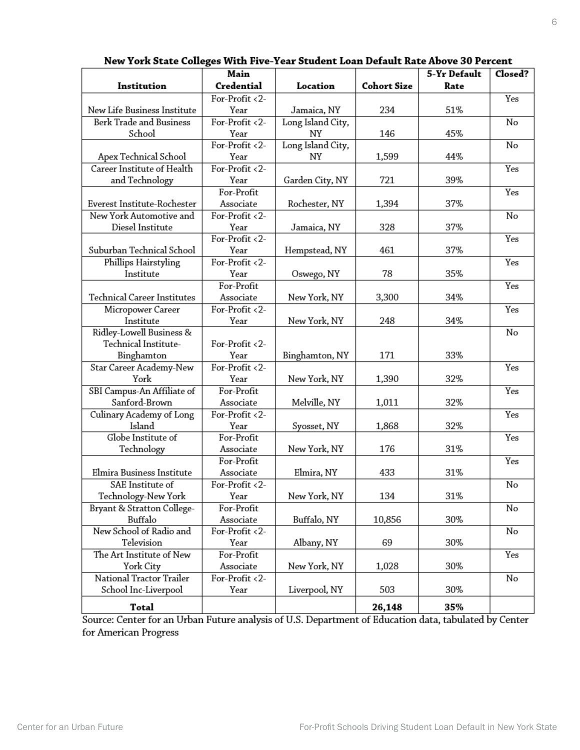**New York State Colleges With Five-Year Student Loan Default Rate Above 30 Percent**

| Institution | Main Credential | Location | Cohort Size | 5-Yr Default Rate | Closed? |
|---|---|---|---|---|---|
| New Life Business Institute | For-Profit <2-Year | Jamaica, NY | 234 | 51% | Yes |
| Berk Trade and Business School | For-Profit <2-Year | Long Island City, NY | 146 | 45% | No |
| Apex Technical School | For-Profit <2-Year | Long Island City, NY | 1,599 | 44% | No |
| Career Institute of Health and Technology | For-Profit <2-Year | Garden City, NY | 721 | 39% | Yes |
| Everest Institute-Rochester | For-Profit Associate | Rochester, NY | 1,394 | 37% | Yes |
| New York Automotive and Diesel Institute | For-Profit <2-Year | Jamaica, NY | 328 | 37% | No |
| Suburban Technical School | For-Profit <2-Year | Hempstead, NY | 461 | 37% | Yes |
| Phillips Hairstyling Institute | For-Profit <2-Year | Oswego, NY | 78 | 35% | Yes |
| Technical Career Institutes | For-Profit Associate | New York, NY | 3,300 | 34% | Yes |
| Micropower Career Institute | For-Profit <2-Year | New York, NY | 248 | 34% | Yes |
| Ridley-Lowell Business & Technical Institute-Binghamton | For-Profit <2-Year | Binghamton, NY | 171 | 33% | No |
| Star Career Academy-New York | For-Profit <2-Year | New York, NY | 1,390 | 32% | Yes |
| SBI Campus-An Affiliate of Sanford-Brown | For-Profit Associate | Melville, NY | 1,011 | 32% | Yes |
| Culinary Academy of Long Island | For-Profit <2-Year | Syosset, NY | 1,868 | 32% | Yes |
| Globe Institute of Technology | For-Profit Associate | New York, NY | 176 | 31% | Yes |
| Elmira Business Institute | For-Profit Associate | Elmira, NY | 433 | 31% | Yes |
| SAE Institute of Technology-New York | For-Profit <2-Year | New York, NY | 134 | 31% | No |
| Bryant & Stratton College-Buffalo | For-Profit Associate | Buffalo, NY | 10,856 | 30% | No |
| New School of Radio and Television | For-Profit <2-Year | Albany, NY | 69 | 30% | No |
| The Art Institute of New York City | For-Profit Associate | New York, NY | 1,028 | 30% | Yes |
| National Tractor Trailer School Inc-Liverpool | For-Profit <2-Year | Liverpool, NY | 503 | 30% | No |
| **Total** | | | **26,148** | **35%** | |

Source: Center for an Urban Future analysis of U.S. Department of Education data, tabulated by Center for American Progress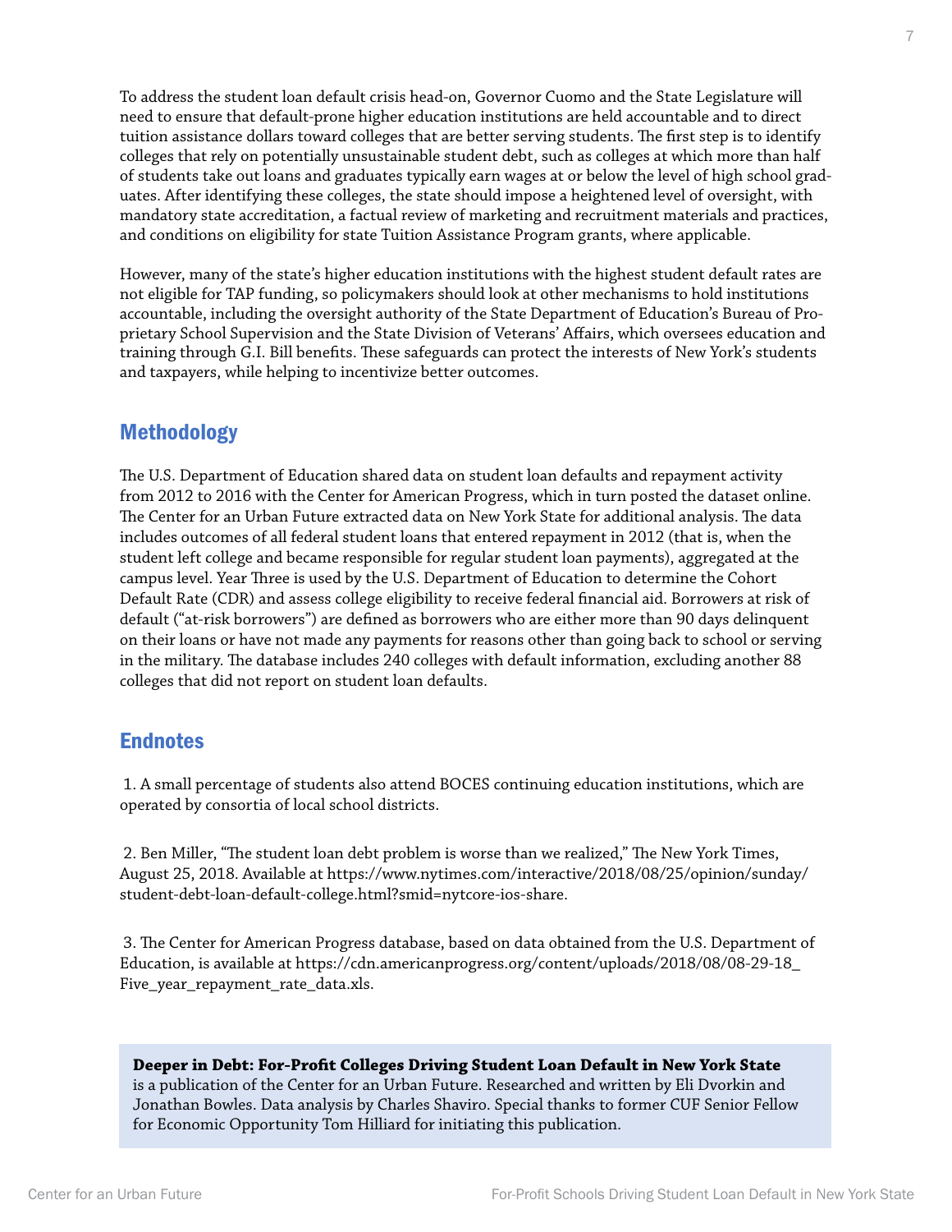To address the student loan default crisis head-on, Governor Cuomo and the State Legislature will need to ensure that default-prone higher education institutions are held accountable and to direct tuition assistance dollars toward colleges that are better serving students. The first step is to identify colleges that rely on potentially unsustainable student debt, such as colleges at which more than half of students take out loans and graduates typically earn wages at or below the level of high school graduates. After identifying these colleges, the state should impose a heightened level of oversight, with mandatory state accreditation, a factual review of marketing and recruitment materials and practices, and conditions on eligibility for state Tuition Assistance Program grants, where applicable.

However, many of the state's higher education institutions with the highest student default rates are not eligible for TAP funding, so policymakers should look at other mechanisms to hold institutions accountable, including the oversight authority of the State Department of Education's Bureau of Proprietary School Supervision and the State Division of Veterans' Affairs, which oversees education and training through G.I. Bill benefits. These safeguards can protect the interests of New York's students and taxpayers, while helping to incentivize better outcomes.

## Methodology

The U.S. Department of Education shared data on student loan defaults and repayment activity from 2012 to 2016 with the Center for American Progress, which in turn posted the dataset online. The Center for an Urban Future extracted data on New York State for additional analysis. The data includes outcomes of all federal student loans that entered repayment in 2012 (that is, when the student left college and became responsible for regular student loan payments), aggregated at the campus level. Year Three is used by the U.S. Department of Education to determine the Cohort Default Rate (CDR) and assess college eligibility to receive federal financial aid. Borrowers at risk of default ("at-risk borrowers") are defined as borrowers who are either more than 90 days delinquent on their loans or have not made any payments for reasons other than going back to school or serving in the military. The database includes 240 colleges with default information, excluding another 88 colleges that did not report on student loan defaults.

## Endnotes

1. A small percentage of students also attend BOCES continuing education institutions, which are operated by consortia of local school districts.

2. Ben Miller, "The student loan debt problem is worse than we realized," The New York Times, August 25, 2018. Available at https://www.nytimes.com/interactive/2018/08/25/opinion/sunday/student-debt-loan-default-college.html?smid=nytcore-ios-share.

3. The Center for American Progress database, based on data obtained from the U.S. Department of Education, is available at https://cdn.americanprogress.org/content/uploads/2018/08/08-29-18_Five_year_repayment_rate_data.xls.

**Deeper in Debt: For-Profit Colleges Driving Student Loan Default in New York State** is a publication of the Center for an Urban Future. Researched and written by Eli Dvorkin and Jonathan Bowles. Data analysis by Charles Shaviro. Special thanks to former CUF Senior Fellow for Economic Opportunity Tom Hilliard for initiating this publication.